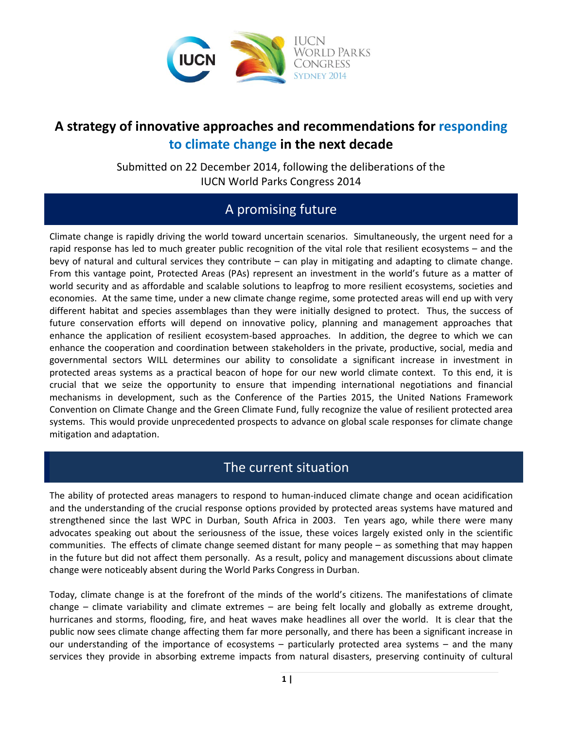IUCN World Parks Congress Sydney 2014

# A strategy of innovative approaches and recommendations for responding to climate change in the next decade

Submitted on 22 December 2014, following the deliberations of the IUCN World Parks Congress 2014

## A promising future

Climate change is rapidly driving the world toward uncertain scenarios. Simultaneously, the urgent need for a rapid response has led to much greater public recognition of the vital role that resilient ecosystems – and the bevy of natural and cultural services they contribute – can play in mitigating and adapting to climate change. From this vantage point, Protected Areas (PAs) represent an investment in the world's future as a matter of world security and as affordable and scalable solutions to leapfrog to more resilient ecosystems, societies and economies. At the same time, under a new climate change regime, some protected areas will end up with very different habitat and species assemblages than they were initially designed to protect. Thus, the success of future conservation efforts will depend on innovative policy, planning and management approaches that enhance the application of resilient ecosystem-based approaches. In addition, the degree to which we can enhance the cooperation and coordination between stakeholders in the private, productive, social, media and governmental sectors WILL determines our ability to consolidate a significant increase in investment in protected areas systems as a practical beacon of hope for our new world climate context. To this end, it is crucial that we seize the opportunity to ensure that impending international negotiations and financial mechanisms in development, such as the Conference of the Parties 2015, the United Nations Framework Convention on Climate Change and the Green Climate Fund, fully recognize the value of resilient protected area systems. This would provide unprecedented prospects to advance on global scale responses for climate change mitigation and adaptation.

## The current situation

The ability of protected areas managers to respond to human-induced climate change and ocean acidification and the understanding of the crucial response options provided by protected areas systems have matured and strengthened since the last WPC in Durban, South Africa in 2003. Ten years ago, while there were many advocates speaking out about the seriousness of the issue, these voices largely existed only in the scientific communities. The effects of climate change seemed distant for many people – as something that may happen in the future but did not affect them personally. As a result, policy and management discussions about climate change were noticeably absent during the World Parks Congress in Durban.

Today, climate change is at the forefront of the minds of the world's citizens. The manifestations of climate change – climate variability and climate extremes – are being felt locally and globally as extreme drought, hurricanes and storms, flooding, fire, and heat waves make headlines all over the world. It is clear that the public now sees climate change affecting them far more personally, and there has been a significant increase in our understanding of the importance of ecosystems – particularly protected area systems – and the many services they provide in absorbing extreme impacts from natural disasters, preserving continuity of cultural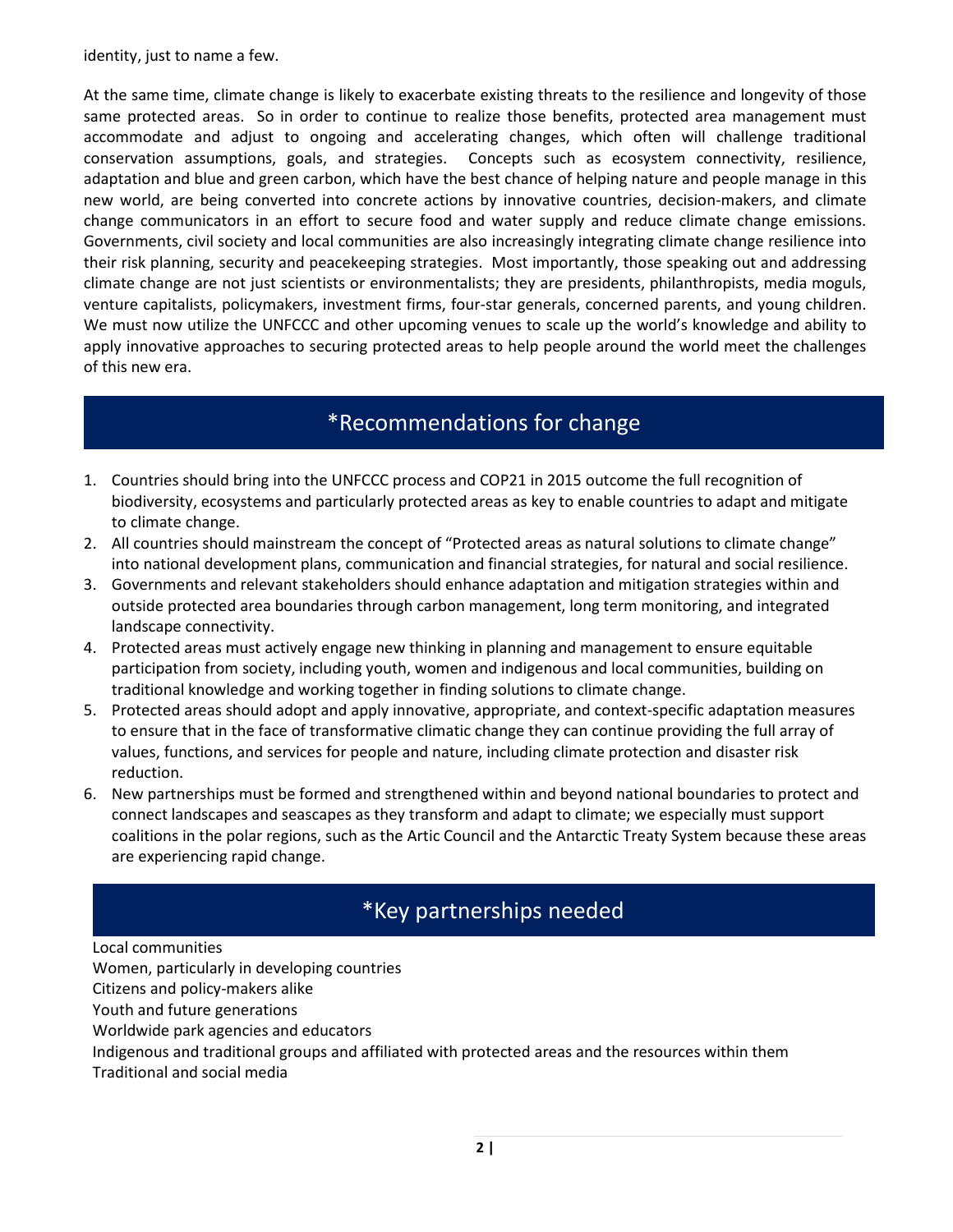identity, just to name a few.

At the same time, climate change is likely to exacerbate existing threats to the resilience and longevity of those same protected areas. So in order to continue to realize those benefits, protected area management must accommodate and adjust to ongoing and accelerating changes, which often will challenge traditional conservation assumptions, goals, and strategies. Concepts such as ecosystem connectivity, resilience, adaptation and blue and green carbon, which have the best chance of helping nature and people manage in this new world, are being converted into concrete actions by innovative countries, decision-makers, and climate change communicators in an effort to secure food and water supply and reduce climate change emissions. Governments, civil society and local communities are also increasingly integrating climate change resilience into their risk planning, security and peacekeeping strategies. Most importantly, those speaking out and addressing climate change are not just scientists or environmentalists; they are presidents, philanthropists, media moguls, venture capitalists, policymakers, investment firms, four-star generals, concerned parents, and young children. We must now utilize the UNFCCC and other upcoming venues to scale up the world's knowledge and ability to apply innovative approaches to securing protected areas to help people around the world meet the challenges of this new era.

## *Recommendations for change

1. Countries should bring into the UNFCCC process and COP21 in 2015 outcome the full recognition of biodiversity, ecosystems and particularly protected areas as key to enable countries to adapt and mitigate to climate change.
2. All countries should mainstream the concept of "Protected areas as natural solutions to climate change" into national development plans, communication and financial strategies, for natural and social resilience.
3. Governments and relevant stakeholders should enhance adaptation and mitigation strategies within and outside protected area boundaries through carbon management, long term monitoring, and integrated landscape connectivity.
4. Protected areas must actively engage new thinking in planning and management to ensure equitable participation from society, including youth, women and indigenous and local communities, building on traditional knowledge and working together in finding solutions to climate change.
5. Protected areas should adopt and apply innovative, appropriate, and context-specific adaptation measures to ensure that in the face of transformative climatic change they can continue providing the full array of values, functions, and services for people and nature, including climate protection and disaster risk reduction.
6. New partnerships must be formed and strengthened within and beyond national boundaries to protect and connect landscapes and seascapes as they transform and adapt to climate; we especially must support coalitions in the polar regions, such as the Artic Council and the Antarctic Treaty System because these areas are experiencing rapid change.

## *Key partnerships needed

Local communities
Women, particularly in developing countries
Citizens and policy-makers alike
Youth and future generations
Worldwide park agencies and educators
Indigenous and traditional groups and affiliated with protected areas and the resources within them
Traditional and social media